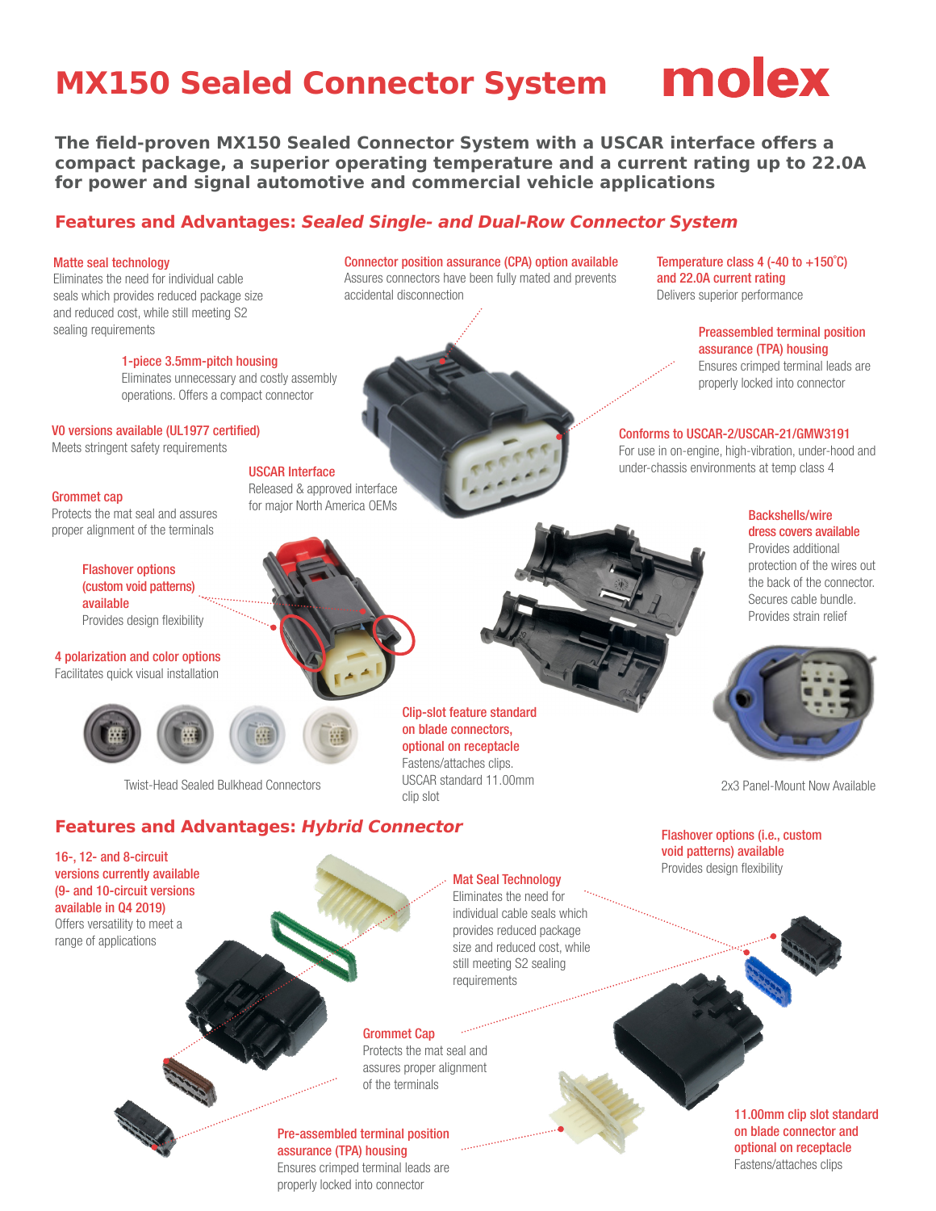# MX150 Sealed Connector System

molex

**The field-proven MX150 Sealed Connector System with a USCAR interface offers a compact package, a superior operating temperature and a current rating up to 22.0A for power and signal automotive and commercial vehicle applications**

## Features and Advantages: *Sealed Single- and Dual-Row Connector System*

**Matte seal technology**
Eliminates the need for individual cable seals which provides reduced package size and reduced cost, while still meeting S2 sealing requirements

**1-piece 3.5mm-pitch housing**
Eliminates unnecessary and costly assembly operations. Offers a compact connector

**V0 versions available (UL1977 certified)**
Meets stringent safety requirements

**Grommet cap**
Protects the mat seal and assures proper alignment of the terminals

**USCAR Interface**
Released & approved interface for major North America OEMs

**Flashover options (custom void patterns) available**
Provides design flexibility

**4 polarization and color options**
Facilitates quick visual installation

Twist-Head Sealed Bulkhead Connectors

**Connector position assurance (CPA) option available**
Assures connectors have been fully mated and prevents accidental disconnection

**Temperature class 4 (-40 to +150˚C) and 22.0A current rating**
Delivers superior performance

**Preassembled terminal position assurance (TPA) housing**
Ensures crimped terminal leads are properly locked into connector

**Conforms to USCAR-2/USCAR-21/GMW3191**
For use in on-engine, high-vibration, under-hood and under-chassis environments at temp class 4

**Backshells/wire dress covers available**
Provides additional protection of the wires out the back of the connector. Secures cable bundle. Provides strain relief

**Clip-slot feature standard on blade connectors, optional on receptacle**
Fastens/attaches clips. USCAR standard 11.00mm clip slot

2x3 Panel-Mount Now Available

## Features and Advantages: *Hybrid Connector*

**16-, 12- and 8-circuit versions currently available (9- and 10-circuit versions available in Q4 2019)**
Offers versatility to meet a range of applications

**Mat Seal Technology**
Eliminates the need for individual cable seals which provides reduced package size and reduced cost, while still meeting S2 sealing requirements

**Grommet Cap**
Protects the mat seal and assures proper alignment of the terminals

**Pre-assembled terminal position assurance (TPA) housing**
Ensures crimped terminal leads are properly locked into connector

**Flashover options (i.e., custom void patterns) available**
Provides design flexibility

**11.00mm clip slot standard on blade connector and optional on receptacle**
Fastens/attaches clips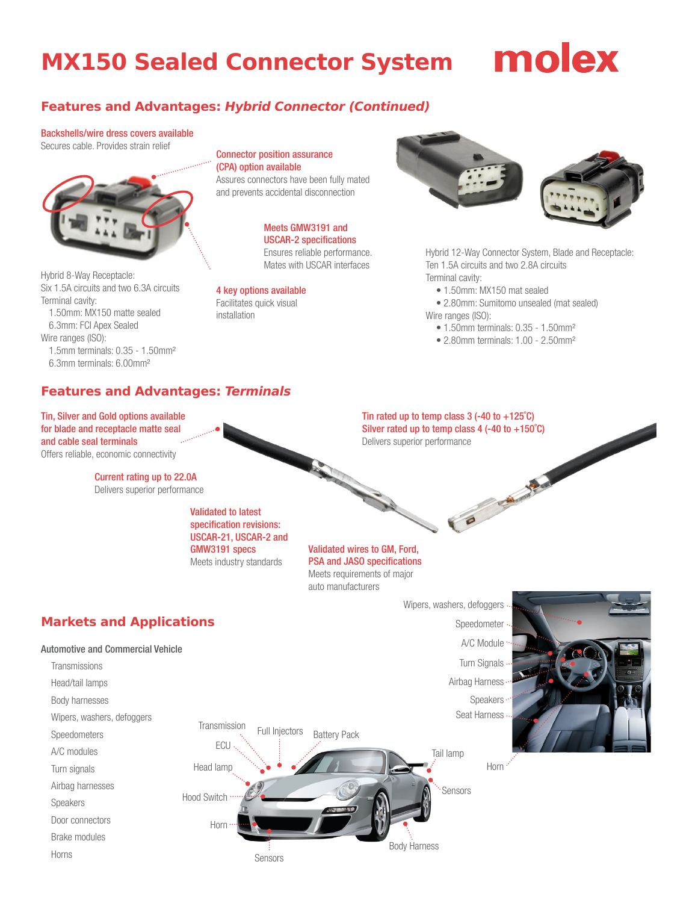# MX150 Sealed Connector System

## Features and Advantages: *Hybrid Connector (Continued)*

**Backshells/wire dress covers available**
Secures cable. Provides strain relief

**Connector position assurance (CPA) option available**
Assures connectors have been fully mated and prevents accidental disconnection

**Meets GMW3191 and USCAR-2 specifications**
Ensures reliable performance. Mates with USCAR interfaces

**4 key options available**
Facilitates quick visual installation

Hybrid 8-Way Receptacle:
Six 1.5A circuits and two 6.3A circuits
Terminal cavity:
1.50mm: MX150 matte sealed
6.3mm: FCI Apex Sealed
Wire ranges (ISO):
1.5mm terminals: 0.35 - 1.50mm²
6.3mm terminals: 6.00mm²

Hybrid 12-Way Connector System, Blade and Receptacle:
Ten 1.5A circuits and two 2.8A circuits
Terminal cavity:
- 1.50mm: MX150 mat sealed
- 2.80mm: Sumitomo unsealed (mat sealed)

Wire ranges (ISO):
- 1.50mm terminals: 0.35 - 1.50mm²
- 2.80mm terminals: 1.00 - 2.50mm²

## Features and Advantages: *Terminals*

**Tin, Silver and Gold options available for blade and receptacle matte seal and cable seal terminals**
Offers reliable, economic connectivity

**Tin rated up to temp class 3 (-40 to +125˚C)**
**Silver rated up to temp class 4 (-40 to +150˚C)**
Delivers superior performance

**Current rating up to 22.0A**
Delivers superior performance

**Validated to latest specification revisions: USCAR-21, USCAR-2 and GMW3191 specs**
Meets industry standards

**Validated wires to GM, Ford, PSA and JASO specifications**
Meets requirements of major auto manufacturers

## Markets and Applications

Automotive and Commercial Vehicle
- Transmissions
- Head/tail lamps
- Body harnesses
- Wipers, washers, defoggers
- Speedometers
- A/C modules
- Turn signals
- Airbag harnesses
- Speakers
- Door connectors
- Brake modules
- Horns

Wipers, washers, defoggers
Speedometer
A/C Module
Turn Signals
Airbag Harness
Speakers
Seat Harness
Horn

Transmission
Full Injectors
Battery Pack
ECU
Head lamp
Tail lamp
Sensors
Hood Switch
Horn
Body Harness
Sensors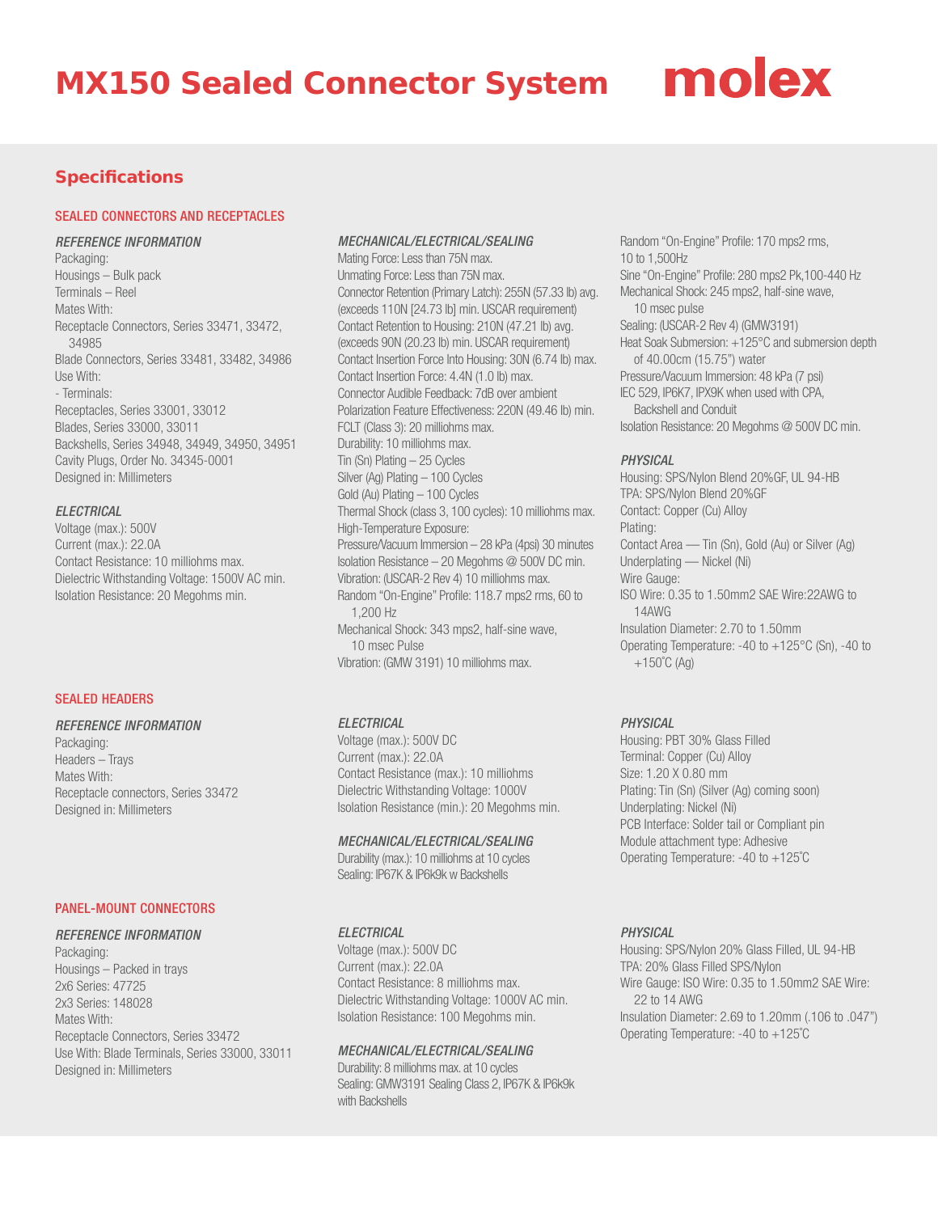# MX150 Sealed Connector System

## Specifications

### SEALED CONNECTORS AND RECEPTACLES

#### *REFERENCE INFORMATION*

Packaging:
Housings – Bulk pack
Terminals – Reel
Mates With:
Receptacle Connectors, Series 33471, 33472, 34985
Blade Connectors, Series 33481, 33482, 34986
Use With:
- Terminals:
Receptacles, Series 33001, 33012
Blades, Series 33000, 33011
Backshells, Series 34948, 34949, 34950, 34951
Cavity Plugs, Order No. 34345-0001
Designed in: Millimeters

#### *ELECTRICAL*

Voltage (max.): 500V
Current (max.): 22.0A
Contact Resistance: 10 milliohms max.
Dielectric Withstanding Voltage: 1500V AC min.
Isolation Resistance: 20 Megohms min.

#### *MECHANICAL/ELECTRICAL/SEALING*

Mating Force: Less than 75N max.
Unmating Force: Less than 75N max.
Connector Retention (Primary Latch): 255N (57.33 lb) avg. (exceeds 110N [24.73 lb] min. USCAR requirement)
Contact Retention to Housing: 210N (47.21 lb) avg. (exceeds 90N (20.23 lb) min. USCAR requirement)
Contact Insertion Force Into Housing: 30N (6.74 lb) max.
Contact Insertion Force: 4.4N (1.0 lb) max.
Connector Audible Feedback: 7dB over ambient
Polarization Feature Effectiveness: 220N (49.46 lb) min.
FCLT (Class 3): 20 milliohms max.
Durability: 10 milliohms max.
Tin (Sn) Plating – 25 Cycles
Silver (Ag) Plating – 100 Cycles
Gold (Au) Plating – 100 Cycles
Thermal Shock (class 3, 100 cycles): 10 milliohms max.
High-Temperature Pressure Exposure:
Pressure/Vacuum Immersion – 28 kPa (4psi) 30 minutes
Isolation Resistance – 20 Megohms @ 500V DC min.
Vibration: (USCAR-2 Rev 4) 10 milliohms max.
Random "On-Engine" Profile: 118.7 mps2 rms, 60 to 1,200 Hz
Mechanical Shock: 343 mps2, half-sine wave, 10 msec Pulse
Vibration: (GMW 3191) 10 milliohms max.
Random "On-Engine" Profile: 170 mps2 rms, 10 to 1,500Hz
Sine "On-Engine" Profile: 280 mps2 Pk,100-440 Hz
Mechanical Shock: 245 mps2, half-sine wave, 10 msec pulse
Sealing: (USCAR-2 Rev 4) (GMW3191)
Heat Soak Submersion: +125°C and submersion depth of 40.00cm (15.75") water
Pressure/Vacuum Immersion: 48 kPa (7 psi)
IEC 529, IP6K7, IPX9K when used with CPA, Backshell and Conduit
Isolation Resistance: 20 Megohms @ 500V DC min.

#### *PHYSICAL*

Housing: SPS/Nylon Blend 20%GF, UL 94-HB
TPA: SPS/Nylon Blend 20%GF
Contact: Copper (Cu) Alloy
Plating:
Contact Area — Tin (Sn), Gold (Au) or Silver (Ag)
Underplating — Nickel (Ni)
Wire Gauge:
ISO Wire: 0.35 to 1.50mm2 SAE Wire:22AWG to 14AWG
Insulation Diameter: 2.70 to 1.50mm
Operating Temperature: -40 to +125°C (Sn), -40 to +150˚C (Ag)

### SEALED HEADERS

#### *REFERENCE INFORMATION*

Packaging:
Headers – Trays
Mates With:
Receptacle connectors, Series 33472
Designed in: Millimeters

#### *ELECTRICAL*

Voltage (max.): 500V DC
Current (max.): 22.0A
Contact Resistance (max.): 10 milliohms
Dielectric Withstanding Voltage: 1000V
Isolation Resistance (min.): 20 Megohms min.

#### *MECHANICAL/ELECTRICAL/SEALING*

Durability (max.): 10 milliohms at 10 cycles
Sealing: IP67K & IP6k9k w Backshells

#### *PHYSICAL*

Housing: PBT 30% Glass Filled
Terminal: Copper (Cu) Alloy
Size: 1.20 X 0.80 mm
Plating: Tin (Sn) (Silver (Ag) coming soon)
Underplating: Nickel (Ni)
PCB Interface: Solder tail or Compliant pin
Module attachment type: Adhesive
Operating Temperature: -40 to +125˚C

### PANEL-MOUNT CONNECTORS

#### *REFERENCE INFORMATION*

Packaging:
Housings – Packed in trays
2x6 Series: 47725
2x3 Series: 148028
Mates With:
Receptacle Connectors, Series 33472
Use With: Blade Terminals, Series 33000, 33011
Designed in: Millimeters

#### *ELECTRICAL*

Voltage (max.): 500V DC
Current (max.): 22.0A
Contact Resistance: 8 milliohms max.
Dielectric Withstanding Voltage: 1000V AC min.
Isolation Resistance: 100 Megohms min.

#### *MECHANICAL/ELECTRICAL/SEALING*

Durability: 8 milliohms max. at 10 cycles
Sealing: GMW3191 Sealing Class 2, IP67K & IP6k9k with Backshells

#### *PHYSICAL*

Housing: SPS/Nylon 20% Glass Filled, UL 94-HB
TPA: 20% Glass Filled SPS/Nylon
Wire Gauge: ISO Wire: 0.35 to 1.50mm2 SAE Wire: 22 to 14 AWG
Insulation Diameter: 2.69 to 1.20mm (.106 to .047")
Operating Temperature: -40 to +125˚C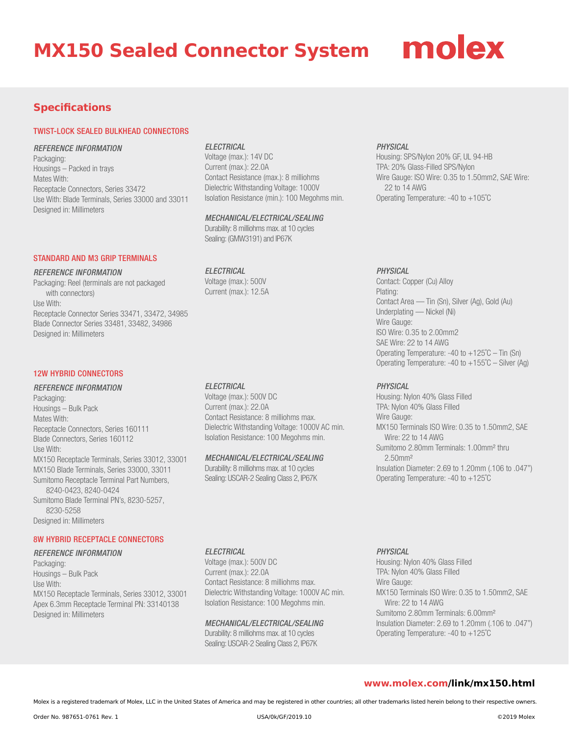# MX150 Sealed Connector System

molex

## Specifications

### TWIST-LOCK SEALED BULKHEAD CONNECTORS

*REFERENCE INFORMATION*
Packaging:
Housings – Packed in trays
Mates With:
Receptacle Connectors, Series 33472
Use With: Blade Terminals, Series 33000 and 33011
Designed in: Millimeters

*ELECTRICAL*
Voltage (max.): 14V DC
Current (max.): 22.0A
Contact Resistance (max.): 8 milliohms
Dielectric Withstanding Voltage: 1000V
Isolation Resistance (min.): 100 Megohms min.

*MECHANICAL/ELECTRICAL/SEALING*
Durability: 8 milliohms max. at 10 cycles
Sealing: (GMW3191) and IP67K

*PHYSICAL*
Housing: SPS/Nylon 20% GF, UL 94-HB
TPA: 20% Glass-Filled SPS/Nylon
Wire Gauge: ISO Wire: 0.35 to 1.50mm2, SAE Wire: 22 to 14 AWG
Operating Temperature: -40 to +105˚C

### STANDARD AND M3 GRIP TERMINALS

*REFERENCE INFORMATION*
Packaging: Reel (terminals are not packaged with connectors)
Use With:
Receptacle Connector Series 33471, 33472, 34985
Blade Connector Series 33481, 33482, 34986
Designed in: Millimeters

*ELECTRICAL*
Voltage (max.): 500V
Current (max.): 12.5A

*PHYSICAL*
Contact: Copper (Cu) Alloy
Plating:
Contact Area — Tin (Sn), Silver (Ag), Gold (Au)
Underplating — Nickel (Ni)
Wire Gauge:
ISO Wire: 0.35 to 2.00mm2
SAE Wire: 22 to 14 AWG
Operating Temperature: -40 to +125˚C – Tin (Sn)
Operating Temperature: -40 to +155˚C – Silver (Ag)

### 12W HYBRID CONNECTORS

*REFERENCE INFORMATION*
Packaging:
Housings – Bulk Pack
Mates With:
Receptacle Connectors, Series 160111
Blade Connectors, Series 160112
Use With:
MX150 Receptacle Terminals, Series 33012, 33001
MX150 Blade Terminals, Series 33000, 33011
Sumitomo Receptacle Terminal Part Numbers, 8240-0423, 8240-0424
Sumitomo Blade Terminal PN's, 8230-5257, 8230-5258
Designed in: Millimeters

*ELECTRICAL*
Voltage (max.): 500V DC
Current (max.): 22.0A
Contact Resistance: 8 milliohms max.
Dielectric Withstanding Voltage: 1000V AC min.
Isolation Resistance: 100 Megohms min.

*MECHANICAL/ELECTRICAL/SEALING*
Durability: 8 milliohms max. at 10 cycles
Sealing: USCAR-2 Sealing Class 2, IP67K

*PHYSICAL*
Housing: Nylon 40% Glass Filled
TPA: Nylon 40% Glass Filled
Wire Gauge:
MX150 Terminals ISO Wire: 0.35 to 1.50mm2, SAE Wire: 22 to 14 AWG
Sumitomo 2.80mm Terminals: 1.00mm² thru 2.50mm²
Insulation Diameter: 2.69 to 1.20mm (.106 to .047")
Operating Temperature: -40 to +125˚C

### 8W HYBRID RECEPTACLE CONNECTORS

*REFERENCE INFORMATION*
Packaging:
Housings – Bulk Pack
Use With:
MX150 Receptacle Terminals, Series 33012, 33001
Apex 6.3mm Receptacle Terminal PN: 33140138
Designed in: Millimeters

*ELECTRICAL*
Voltage (max.): 500V DC
Current (max.): 22.0A
Contact Resistance: 8 milliohms max.
Dielectric Withstanding Voltage: 1000V AC min.
Isolation Resistance: 100 Megohms min.

*MECHANICAL/ELECTRICAL/SEALING*
Durability: 8 milliohms max. at 10 cycles
Sealing: USCAR-2 Sealing Class 2, IP67K

*PHYSICAL*
Housing: Nylon 40% Glass Filled
TPA: Nylon 40% Glass Filled
Wire Gauge:
MX150 Terminals ISO Wire: 0.35 to 1.50mm2, SAE Wire: 22 to 14 AWG
Sumitomo 2.80mm Terminals: 6.00mm²
Insulation Diameter: 2.69 to 1.20mm (.106 to .047")
Operating Temperature: -40 to +125˚C

**www.molex.com/link/mx150.html**

Molex is a registered trademark of Molex, LLC in the United States of America and may be registered in other countries; all other trademarks listed herein belong to their respective owners.

Order No. 987651-0761 Rev. 1　　USA/0k/GF/2019.10　　©2019 Molex